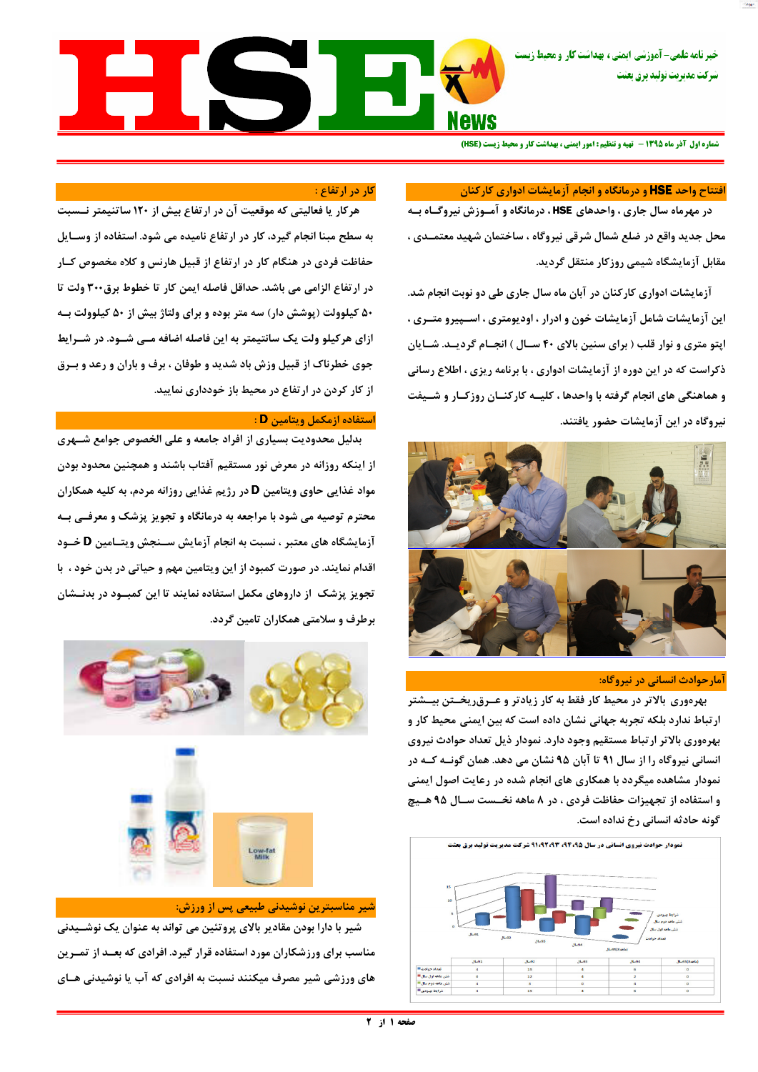# HSE News

خبر نامه علمی- آموزشی ایمنی ، بهداشت کار و محیط زیست

شرکت مدیریت تولید برق بعثت

شماره اول آذر ماه ۱۳۹۵ – تهیه و تنظیم : امور ایمنی ، بهداشت کار و محیط زیست (HSE)

## افتتاح واحد HSE و درمانگاه و انجام آزمایشات ادواری کارکنان

در مهرماه سال جاری ، واحدهای HSE ، درمانگاه و آموزش نیروگاه به محل جدید واقع در ضلع شمال شرقی نیروگاه ، ساختمان شهید معتمدی ، مقابل آزمایشگاه شیمی روزکار منتقل گردید.

آزمایشات ادواری کارکنان در آبان ماه سال جاری طی دو نوبت انجام شد. این آزمایشات شامل آزمایشات خون و ادرار ، اودیومتری ، اسپیرو متری ، اپتو متری و نوار قلب ( برای سنین بالای ۴۰ سال ) انجام گردید. شایان ذکراست که در این دوره از آزمایشات ادواری ، با برنامه ریزی ، اطلاع رسانی و هماهنگی های انجام گرفته با واحدها ، کلیه کارکنان روزکار و شیفت نیروگاه در این آزمایشات حضور یافتند.

## آمارحوادث انسانی در نیروگاه:

بهره‌وری بالاتر در محیط کار فقط به کار زیادتر و عرق‌ریختن بیشتر ارتباط ندارد بلکه تجربه جهانی نشان داده است که بین ایمنی محیط کار و بهره‌وری بالاتر ارتباط مستقیم وجود دارد. نمودار ذیل تعداد حوادث نیروی انسانی نیروگاه را از سال ۹۱ تا آبان ۹۵ نشان می دهد. همان گونه که در نمودار مشاهده میگردد با همکاری های انجام شده در رعایت اصول ایمنی و استفاده از تجهیزات حفاظت فردی ، در ۸ ماهه نخست سال ۹۵ هیچ گونه حادثه انسانی رخ نداده است.

نمودار حوادث نیروی انسانی در سال ۹۵، ۹۴، ۹۳، ۹۲، ۹۱ شرکت مدیریت تولید برق بعثت

| | سال۹۱ | سال۹۲ | سال۹۳ | سال۹۴ | سال۹۵ | سال۹۵(۸ماهه) |
|---|---|---|---|---|---|---|
| تعداد حوادث | 4 | 15 | 6 | 6 | 0 | 0 |
| شش ماهه اول سال | 0 | 12 | 6 | 2 | 0 | 0 |
| شش ماهه دوم سال | 4 | 3 | 0 | 4 | 0 | 0 |
| شرایط بهبودی | 4 | 15 | 6 | 6 | 0 | 0 |

## کار در ارتفاع :

هرکار یا فعالیتی که موقعیت آن در ارتفاع بیش از ۱۲۰ سانتیمتر نسبت به سطح مبنا انجام گیرد، کار در ارتفاع نامیده می شود. استفاده از وسایل حفاظت فردی در هنگام کار در ارتفاع از قبیل هارنس و کلاه مخصوص کار در ارتفاع الزامی می باشد. حداقل فاصله ایمن کار تا خطوط برق۳۰۰ ولت تا ۵۰ کیلوولت (پوشش دار) سه متر بوده و برای ولتاژ بیش از ۵۰ کیلوولت به ازای هرکیلو ولت یک سانتیمتر به این فاصله اضافه می شود. در شرایط جوی خطرناک از قبیل وزش باد شدید و طوفان ، برف و باران و رعد و برق از کار کردن در ارتفاع در محیط باز خودداری نمایید.

## استفاده ازمکمل ویتامین D :

بدلیل محدودیت بسیاری از افراد جامعه و علی الخصوص جوامع شهری از اینکه روزانه در معرض نور مستقیم آفتاب باشند و همچنین محدود بودن مواد غذایی حاوی ویتامین D در رژیم غذایی روزانه مردم، به کلیه همکاران محترم توصیه می شود با مراجعه به درمانگاه و تجویز پزشک و معرفی به آزمایشگاه های معتبر ، نسبت به انجام آزمایش سنجش ویتامین D خود اقدام نمایند. در صورت کمبود از این ویتامین مهم و حیاتی در بدن خود ، با تجویز پزشک از داروهای مکمل استفاده نمایند تا این کمبود در بدنشان برطرف و سلامتی همکاران تامین گردد.

## شیر مناسبترین نوشیدنی طبیعی پس از ورزش:

شیر با دارا بودن مقادیر بالای پروتئین می تواند به عنوان یک نوشیدنی مناسب برای ورزشکاران مورد استفاده قرار گیرد. افرادی که بعد از تمرین های ورزشی شیر مصرف میکنند نسبت به افرادی که آب یا نوشیدنی های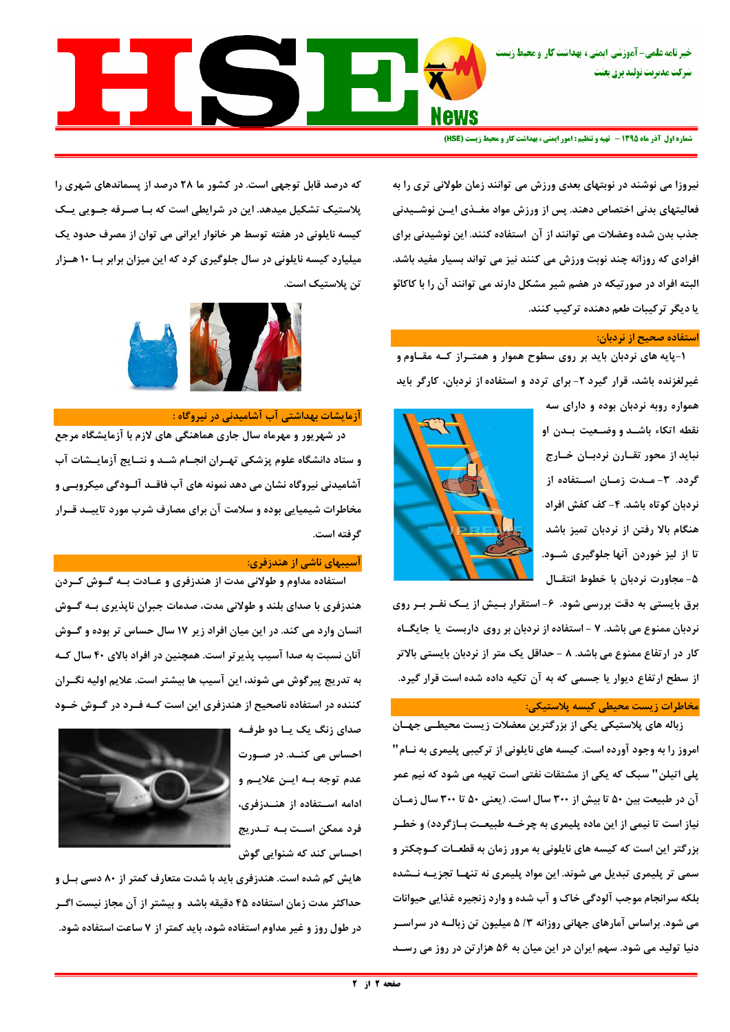خبر نامه علمی- آموزشی ایمنی ، بهداشت کار و محیط زیست

شرکت مدیریت تولید برق یعث

شماره اول آذر ماه ۱۳۹۵ – تهیه و تنظیم: امور ایمنی ، بهداشت کار و محیط زیست (HSE)

نیروزا می نوشند در نوبتهای بعدی ورزش می توانند زمان طولانی تری را به فعالیتهای بدنی اختصاص دهند. پس از ورزش مواد مغـذی ایـن نوشـیدنی جذب بدن شده وعضلات می توانند از آن استفاده کنند. این نوشیدنی برای افرادی که روزانه چند نوبت ورزش می کنند نیز می تواند بسیار مفید باشد. البته افراد در صورتیکه در هضم شیر مشکل دارند می توانند آن را با کاکائو یا دیگر ترکیبات طعم دهنده ترکیب کنند.

## استفاده صحیح از نردبان:

۱-پایه های نردبان باید بر روی سطوح هموار و همتـراز کـه مقـاوم و غیرلغزنده باشد، قرار گیرد ۲- برای تردد و استفاده از نردبان، کارگر باید همواره روبه نردبان بوده و دارای سه نقطه اتکاء باشـد و وضـعیت بـدن او نباید از محور تقـارن نردبـان خـارج گردد. ۳- مـدت زمـان اسـتفاده از نردبان کوتاه باشد. ۴- کف کفش افراد هنگام بالا رفتن از نردبان تمیز باشد تا از لیز خوردن آنها جلوگیری شـود. ۵- مجاورت نردبان با خطوط انتقـال برق بایستی به دقت بررسی شود. ۶- استقرار بـیش از یـک نفـر بـر روی نردبان ممنوع می باشد. ۷ - استفاده از نردبان بر روی داربست یا جایگـاه کار در ارتفاع ممنوع می باشد. ۸ - حداقل یک متر از نردبان بایستی بالاتر از سطح ارتفاع دیوار یا جسمی که به آن تکیه داده شده است قرار گیرد.

## مخاطرات زیست محیطی کیسه پلاستیکی:

زباله های پلاستیکی یکی از بزرگترین معضلات زیست محیطـی جهـان امروز را به وجود آورده است. کیسه های نایلونی از ترکیبی پلیمری به نـام" پلی اتیلن" سبک که یکی از مشتقات نفتی است تهیه می شود که نیم عمر آن در طبیعت بین ۵۰ تا بیش از ۳۰۰ سال است. (یعنی ۵۰ تا ۳۰۰ سال زمـان نیاز است تا نیمی از این ماده پلیمری به چرخـه طبیعـت بـازگردد) و خطـر بزرگتر این است که کیسه های نایلونی به مرور زمان به قطعـات کـوچکتر و سمی تر پلیمری تبدیل می شوند. این مواد پلیمری نه تنهـا تجزیـه نـشده بلکه سرانجام موجب آلودگی خاک و آب شده و وارد زنجیره غذایی حیوانات می شود. براساس آمارهای جهانی روزانه ۵ /۳ میلیون تن زبالـه در سراسـر دنیا تولید می شود. سهم ایران در این میان به ۵۶ هزارتن در روز می رسـد که درصد قابل توجهی است. در کشور ما ۲۸ درصد از پسماندهای شهری را پلاستیک تشکیل میدهد. این در شرایطی است که بـا صـرفه جـویی یـک کیسه نایلونی در هفته توسط هر خانوار ایرانی می توان از مصرف حدود یک میلیارد کیسه نایلونی در سال جلوگیری کرد که این میزان برابر بـا ۱۰ هـزار تن پلاستیک است.

## آزمایشات بهداشتی آب آشامیدنی در نیروگاه :

در شهریور و مهرماه سال جاری هماهنگی های لازم با آزمایشگاه مرجع و ستاد دانشگاه علوم پزشکی تهـران انجـام شـد و نتـایج آزمایـشات آب آشامیدنی نیروگاه نشان می دهد نمونه های آب فاقـد آلـودگی میکروبـی و مخاطرات شیمیایی بوده و سلامت آن برای مصارف شرب مورد تاییـد قـرار گرفته است.

## آسیبهای ناشی از هندزفری:

استفاده مداوم و طولانی مدت از هندزفری و عـادت بـه گـوش کـردن هندزفری با صدای بلند و طولانی مدت، صدمات جبران ناپذیری بـه گـوش انسان وارد می کند. در این میان افراد زیر ۱۷ سال حساس تر بوده و گـوش آنان نسبت به صدا آسیب پذیرتر است. همچنین در افراد بالای ۴۰ سال کـه به تدریج پیرگوش می شوند، این آسیب ها بیشتر است. علایم اولیه نگـران کننده در استفاده ناصحیح از هندزفری این است کـه فـرد در گـوش خـود صدای زنگ یک یـا دو طرفـه احساس می کنـد. در صـورت عدم توجه بـه ایـن علایـم و ادامه اسـتفاده از هنـدزفری، فرد ممکن اسـت بـه تـدریج احساس کند که شنوایی گوش هایش کم شده است. هندزفری باید با شدت متعارف کمتر از ۸۰ دسی بـل و حداکثر مدت زمان استفاده ۴۵ دقیقه باشد و بیشتر از آن مجاز نیست اگـر در طول روز و غیر مداوم استفاده شود، باید کمتر از ۷ ساعت استفاده شود.